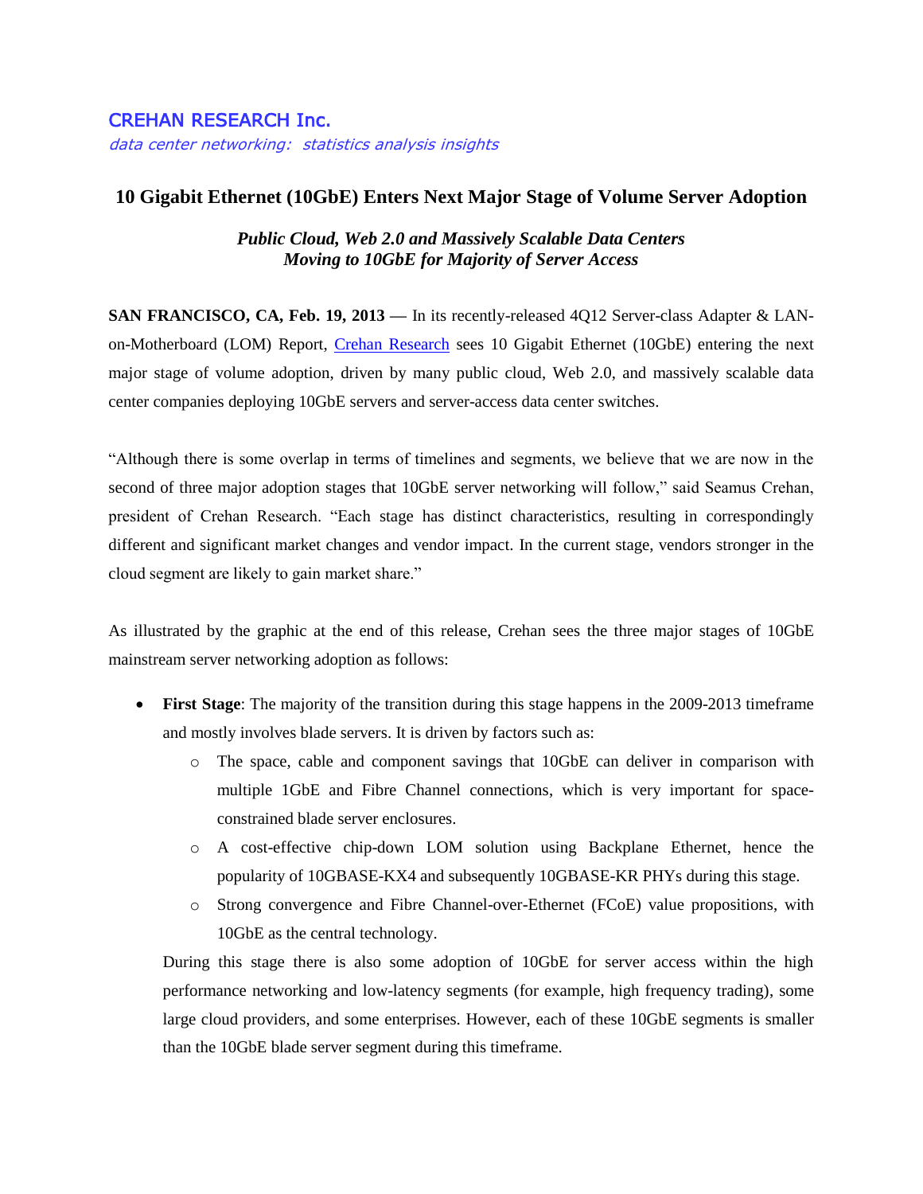CREHAN RESEARCH Inc.

*data center networking: statistics analysis insights*

# 10 Gigabit Ethernet (10GbE) Enters Next Major Stage of Volume Server Adoption

***Public Cloud, Web 2.0 and Massively Scalable Data Centers Moving to 10GbE for Majority of Server Access***

**SAN FRANCISCO, CA, Feb. 19, 2013 —** In its recently-released 4Q12 Server-class Adapter & LAN-on-Motherboard (LOM) Report, Crehan Research sees 10 Gigabit Ethernet (10GbE) entering the next major stage of volume adoption, driven by many public cloud, Web 2.0, and massively scalable data center companies deploying 10GbE servers and server-access data center switches.

"Although there is some overlap in terms of timelines and segments, we believe that we are now in the second of three major adoption stages that 10GbE server networking will follow," said Seamus Crehan, president of Crehan Research. "Each stage has distinct characteristics, resulting in correspondingly different and significant market changes and vendor impact. In the current stage, vendors stronger in the cloud segment are likely to gain market share."

As illustrated by the graphic at the end of this release, Crehan sees the three major stages of 10GbE mainstream server networking adoption as follows:

- **First Stage**: The majority of the transition during this stage happens in the 2009-2013 timeframe and mostly involves blade servers. It is driven by factors such as:
  - The space, cable and component savings that 10GbE can deliver in comparison with multiple 1GbE and Fibre Channel connections, which is very important for space-constrained blade server enclosures.
  - A cost-effective chip-down LOM solution using Backplane Ethernet, hence the popularity of 10GBASE-KX4 and subsequently 10GBASE-KR PHYs during this stage.
  - Strong convergence and Fibre Channel-over-Ethernet (FCoE) value propositions, with 10GbE as the central technology.

  During this stage there is also some adoption of 10GbE for server access within the high performance networking and low-latency segments (for example, high frequency trading), some large cloud providers, and some enterprises. However, each of these 10GbE segments is smaller than the 10GbE blade server segment during this timeframe.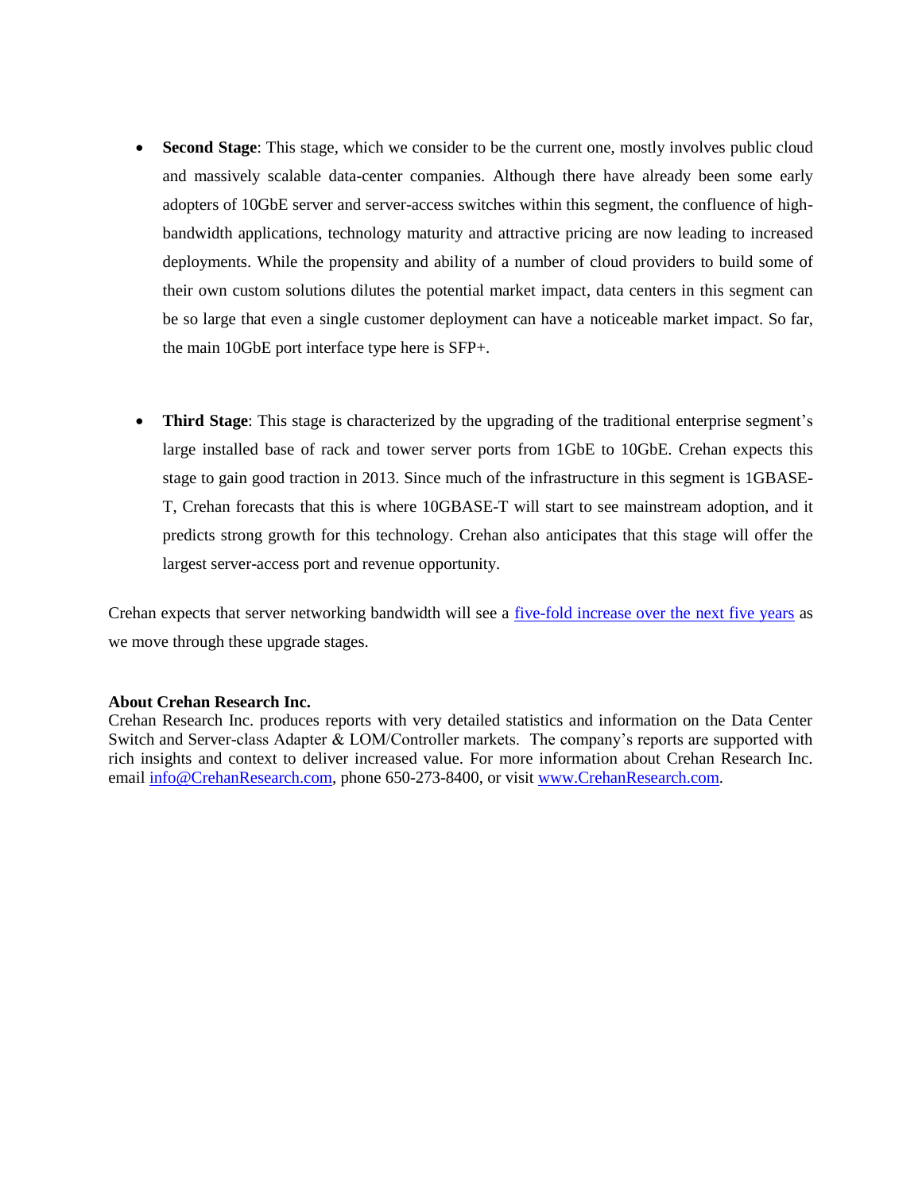- **Second Stage**: This stage, which we consider to be the current one, mostly involves public cloud and massively scalable data-center companies. Although there have already been some early adopters of 10GbE server and server-access switches within this segment, the confluence of high-bandwidth applications, technology maturity and attractive pricing are now leading to increased deployments. While the propensity and ability of a number of cloud providers to build some of their own custom solutions dilutes the potential market impact, data centers in this segment can be so large that even a single customer deployment can have a noticeable market impact. So far, the main 10GbE port interface type here is SFP+.

- **Third Stage**: This stage is characterized by the upgrading of the traditional enterprise segment's large installed base of rack and tower server ports from 1GbE to 10GbE. Crehan expects this stage to gain good traction in 2013. Since much of the infrastructure in this segment is 1GBASE-T, Crehan forecasts that this is where 10GBASE-T will start to see mainstream adoption, and it predicts strong growth for this technology. Crehan also anticipates that this stage will offer the largest server-access port and revenue opportunity.

Crehan expects that server networking bandwidth will see a five-fold increase over the next five years as we move through these upgrade stages.

**About Crehan Research Inc.**
Crehan Research Inc. produces reports with very detailed statistics and information on the Data Center Switch and Server-class Adapter & LOM/Controller markets. The company's reports are supported with rich insights and context to deliver increased value. For more information about Crehan Research Inc. email info@CrehanResearch.com, phone 650-273-8400, or visit www.CrehanResearch.com.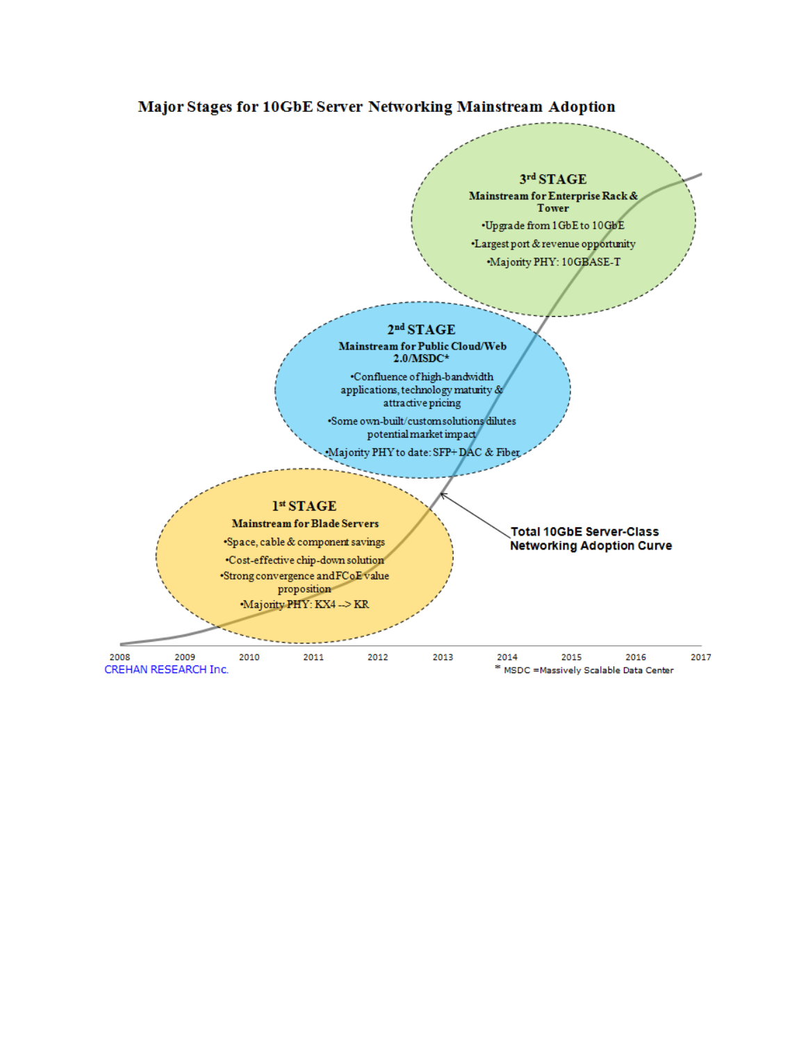**Major Stages for 10GbE Server Networking Mainstream Adoption**

3rd STAGE
Mainstream for Enterprise Rack & Tower
•Upgrade from 1GbE to 10GbE
•Largest port & revenue opportunity
•Majority PHY: 10GBASE-T

2nd STAGE
Mainstream for Public Cloud/Web 2.0/MSDC*
•Confluence of high-bandwidth applications, technology maturity & attractive pricing
•Some own-built/custom solutions dilutes potential market impact
•Majority PHY to date: SFP+ DAC & Fiber

1st STAGE
Mainstream for Blade Servers
•Space, cable & component savings
•Cost-effective chip-down solution
•Strong convergence and FCoE value proposition
•Majority PHY: KX4 --> KR

Total 10GbE Server-Class Networking Adoption Curve

2008 2009 2010 2011 2012 2013 2014 2015 2016 2017

CREHAN RESEARCH Inc.

* MSDC =Massively Scalable Data Center